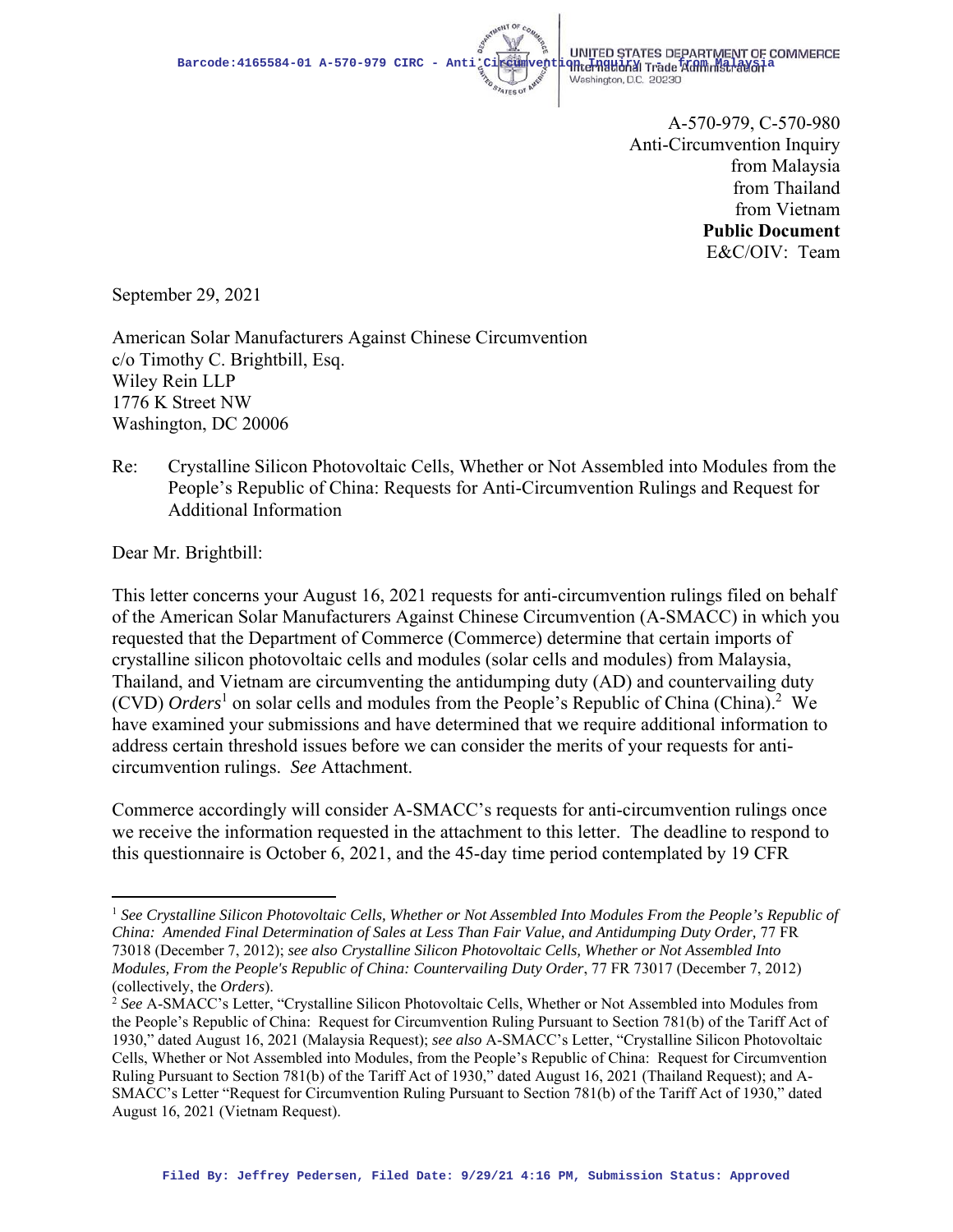UNITED STATES DEPARTMENT OF COMMERCE
International Trade Administration
Washington, D.C. 20230

A-570-979, C-570-980
Anti-Circumvention Inquiry
from Malaysia
from Thailand
from Vietnam
**Public Document**
E&C/OIV: Team

September 29, 2021

American Solar Manufacturers Against Chinese Circumvention
c/o Timothy C. Brightbill, Esq.
Wiley Rein LLP
1776 K Street NW
Washington, DC 20006

Re: Crystalline Silicon Photovoltaic Cells, Whether or Not Assembled into Modules from the People's Republic of China: Requests for Anti-Circumvention Rulings and Request for Additional Information

Dear Mr. Brightbill:

This letter concerns your August 16, 2021 requests for anti-circumvention rulings filed on behalf of the American Solar Manufacturers Against Chinese Circumvention (A-SMACC) in which you requested that the Department of Commerce (Commerce) determine that certain imports of crystalline silicon photovoltaic cells and modules (solar cells and modules) from Malaysia, Thailand, and Vietnam are circumventing the antidumping duty (AD) and countervailing duty (CVD) *Orders*[1] on solar cells and modules from the People's Republic of China (China).[2] We have examined your submissions and have determined that we require additional information to address certain threshold issues before we can consider the merits of your requests for anti-circumvention rulings. *See* Attachment.

Commerce accordingly will consider A-SMACC's requests for anti-circumvention rulings once we receive the information requested in the attachment to this letter. The deadline to respond to this questionnaire is October 6, 2021, and the 45-day time period contemplated by 19 CFR

---

[1] *See Crystalline Silicon Photovoltaic Cells, Whether or Not Assembled Into Modules From the People's Republic of China: Amended Final Determination of Sales at Less Than Fair Value, and Antidumping Duty Order*, 77 FR 73018 (December 7, 2012); *see also Crystalline Silicon Photovoltaic Cells, Whether or Not Assembled Into Modules, From the People's Republic of China: Countervailing Duty Order*, 77 FR 73017 (December 7, 2012) (collectively, the *Orders*).

[2] *See* A-SMACC's Letter, "Crystalline Silicon Photovoltaic Cells, Whether or Not Assembled into Modules from the People's Republic of China: Request for Circumvention Ruling Pursuant to Section 781(b) of the Tariff Act of 1930," dated August 16, 2021 (Malaysia Request); *see also* A-SMACC's Letter, "Crystalline Silicon Photovoltaic Cells, Whether or Not Assembled into Modules, from the People's Republic of China: Request for Circumvention Ruling Pursuant to Section 781(b) of the Tariff Act of 1930," dated August 16, 2021 (Thailand Request); and A-SMACC's Letter "Request for Circumvention Ruling Pursuant to Section 781(b) of the Tariff Act of 1930," dated August 16, 2021 (Vietnam Request).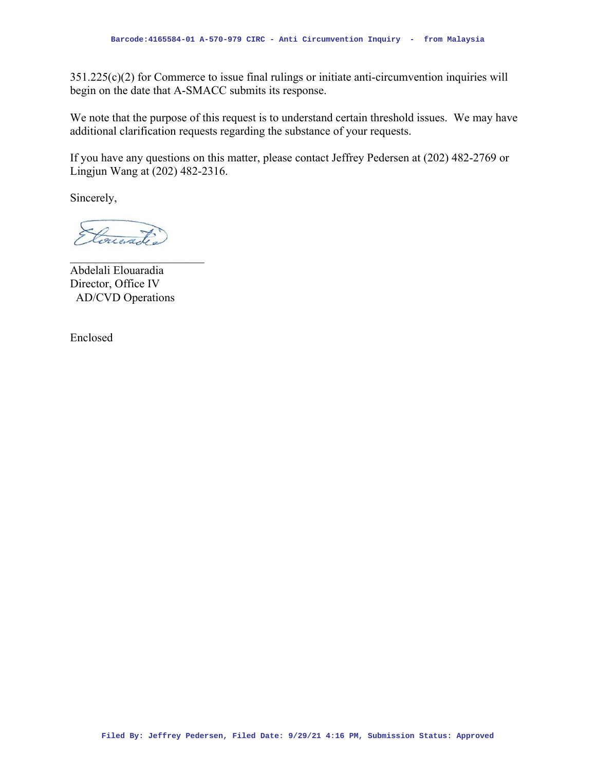351.225(c)(2) for Commerce to issue final rulings or initiate anti-circumvention inquiries will begin on the date that A-SMACC submits its response.

We note that the purpose of this request is to understand certain threshold issues. We may have additional clarification requests regarding the substance of your requests.

If you have any questions on this matter, please contact Jeffrey Pedersen at (202) 482-2769 or Lingjun Wang at (202) 482-2316.

Sincerely,

Abdelali Elouaradia
Director, Office IV
AD/CVD Operations

Enclosed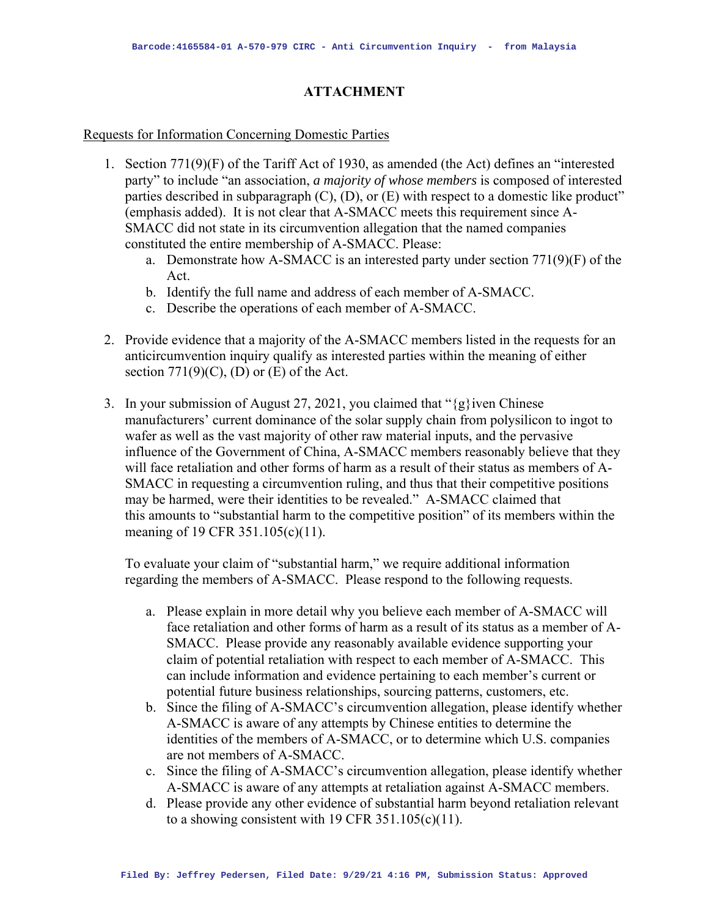## ATTACHMENT

Requests for Information Concerning Domestic Parties

1. Section 771(9)(F) of the Tariff Act of 1930, as amended (the Act) defines an "interested party" to include "an association, *a majority of whose members* is composed of interested parties described in subparagraph (C), (D), or (E) with respect to a domestic like product" (emphasis added). It is not clear that A-SMACC meets this requirement since A-SMACC did not state in its circumvention allegation that the named companies constituted the entire membership of A-SMACC. Please:
    a. Demonstrate how A-SMACC is an interested party under section 771(9)(F) of the Act.
    b. Identify the full name and address of each member of A-SMACC.
    c. Describe the operations of each member of A-SMACC.

2. Provide evidence that a majority of the A-SMACC members listed in the requests for an anticircumvention inquiry qualify as interested parties within the meaning of either section 771(9)(C), (D) or (E) of the Act.

3. In your submission of August 27, 2021, you claimed that "{g}iven Chinese manufacturers' current dominance of the solar supply chain from polysilicon to ingot to wafer as well as the vast majority of other raw material inputs, and the pervasive influence of the Government of China, A-SMACC members reasonably believe that they will face retaliation and other forms of harm as a result of their status as members of A-SMACC in requesting a circumvention ruling, and thus that their competitive positions may be harmed, were their identities to be revealed." A-SMACC claimed that this amounts to "substantial harm to the competitive position" of its members within the meaning of 19 CFR 351.105(c)(11).

   To evaluate your claim of "substantial harm," we require additional information regarding the members of A-SMACC. Please respond to the following requests.

    a. Please explain in more detail why you believe each member of A-SMACC will face retaliation and other forms of harm as a result of its status as a member of A-SMACC. Please provide any reasonably available evidence supporting your claim of potential retaliation with respect to each member of A-SMACC. This can include information and evidence pertaining to each member's current or potential future business relationships, sourcing patterns, customers, etc.
    b. Since the filing of A-SMACC's circumvention allegation, please identify whether A-SMACC is aware of any attempts by Chinese entities to determine the identities of the members of A-SMACC, or to determine which U.S. companies are not members of A-SMACC.
    c. Since the filing of A-SMACC's circumvention allegation, please identify whether A-SMACC is aware of any attempts at retaliation against A-SMACC members.
    d. Please provide any other evidence of substantial harm beyond retaliation relevant to a showing consistent with 19 CFR 351.105(c)(11).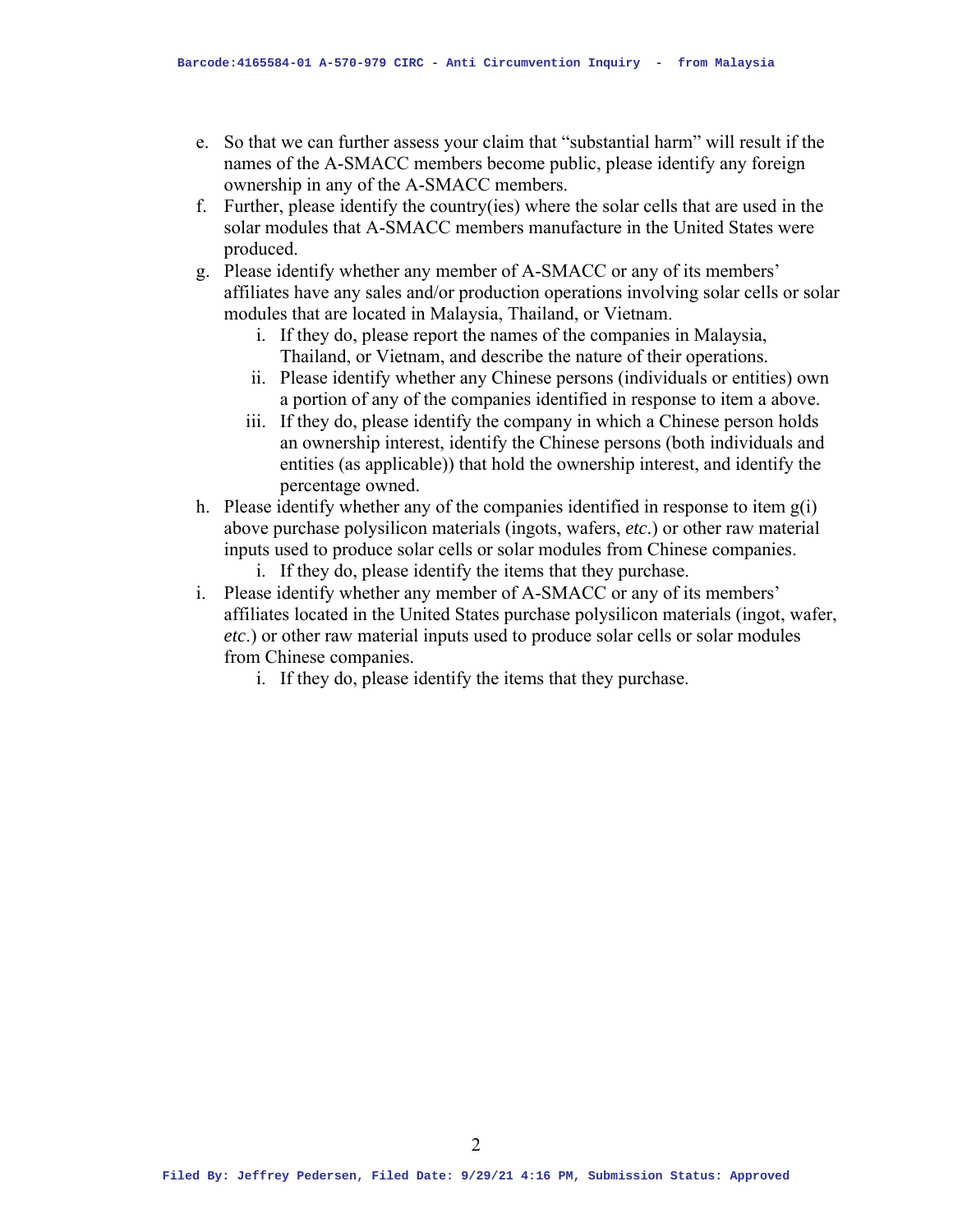e. So that we can further assess your claim that "substantial harm" will result if the names of the A-SMACC members become public, please identify any foreign ownership in any of the A-SMACC members.

f. Further, please identify the country(ies) where the solar cells that are used in the solar modules that A-SMACC members manufacture in the United States were produced.

g. Please identify whether any member of A-SMACC or any of its members' affiliates have any sales and/or production operations involving solar cells or solar modules that are located in Malaysia, Thailand, or Vietnam.
   i. If they do, please report the names of the companies in Malaysia, Thailand, or Vietnam, and describe the nature of their operations.
   ii. Please identify whether any Chinese persons (individuals or entities) own a portion of any of the companies identified in response to item a above.
   iii. If they do, please identify the company in which a Chinese person holds an ownership interest, identify the Chinese persons (both individuals and entities (as applicable)) that hold the ownership interest, and identify the percentage owned.

h. Please identify whether any of the companies identified in response to item g(i) above purchase polysilicon materials (ingots, wafers, *etc.*) or other raw material inputs used to produce solar cells or solar modules from Chinese companies.
   i. If they do, please identify the items that they purchase.

i. Please identify whether any member of A-SMACC or any of its members' affiliates located in the United States purchase polysilicon materials (ingot, wafer, *etc*.) or other raw material inputs used to produce solar cells or solar modules from Chinese companies.
   i. If they do, please identify the items that they purchase.